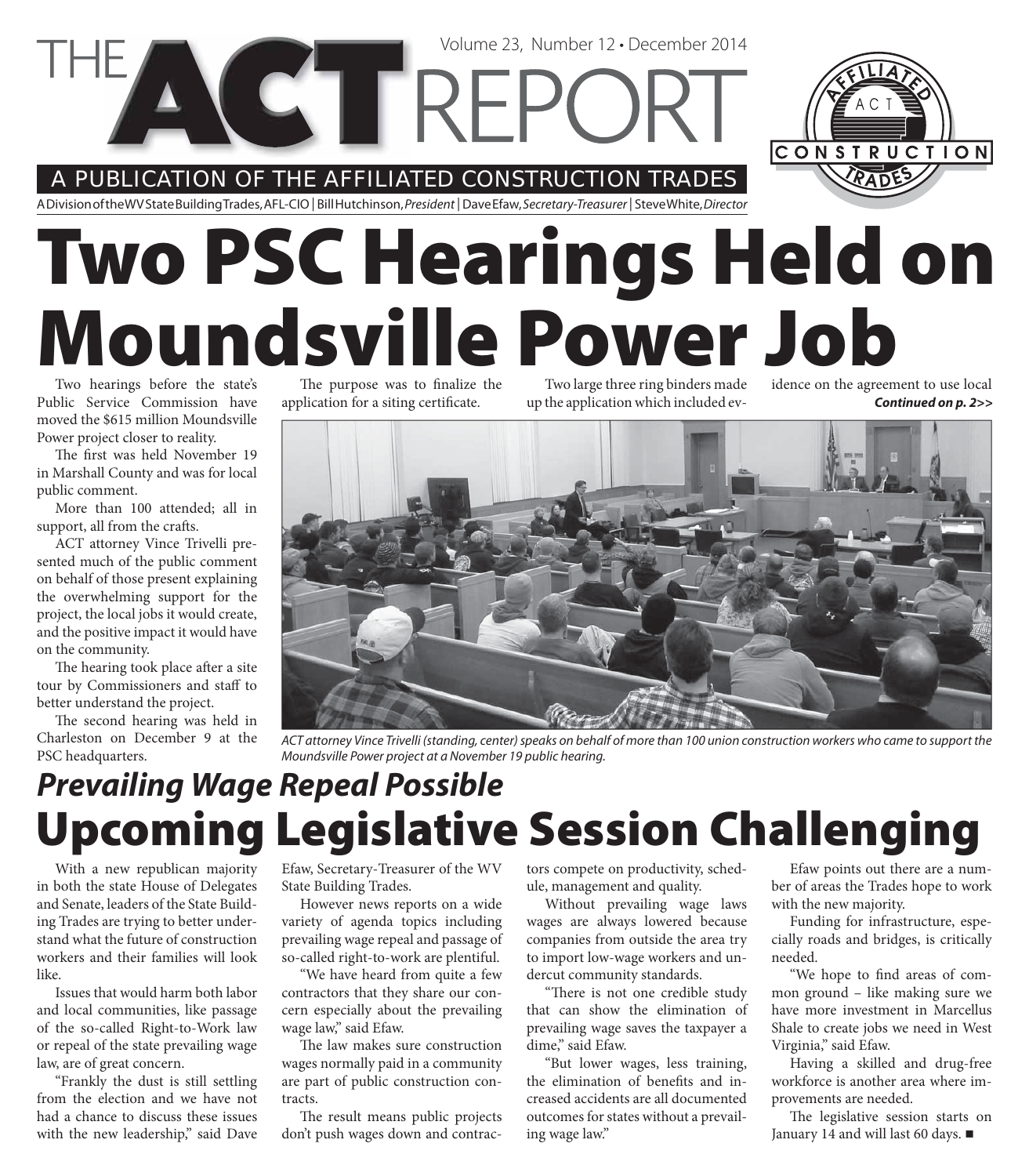# THE ACT REPORT

Volume 23, Number 12 • December 2014

A PUBLICATION OF THE AFFILIATED CONSTRUCTION TRADES

A Division of the WV State Building Trades, AFL-CIO | Bill Hutchinson, *President* | Dave Efaw, *Secretary-Treasurer* | Steve White, *Director*

# Two PSC Hearings Held on Moundsville Power Job

Two hearings before the state's Public Service Commission have moved the $615 million Moundsville Power project closer to reality.

The first was held November 19 in Marshall County and was for local public comment.

More than 100 attended; all in support, all from the crafts.

ACT attorney Vince Trivelli presented much of the public comment on behalf of those present explaining the overwhelming support for the project, the local jobs it would create, and the positive impact it would have on the community.

The hearing took place after a site tour by Commissioners and staff to better understand the project.

The second hearing was held in Charleston on December 9 at the PSC headquarters.

The purpose was to finalize the application for a siting certificate.

Two large three ring binders made up the application which included evidence on the agreement to use local

***Continued on p. 2>>***

*ACT attorney Vince Trivelli (standing, center) speaks on behalf of more than 100 union construction workers who came to support the Moundsville Power project at a November 19 public hearing.*

## *Prevailing Wage Repeal Possible*

# Upcoming Legislative Session Challenging

With a new republican majority in both the state House of Delegates and Senate, leaders of the State Building Trades are trying to better understand what the future of construction workers and their families will look like.

Issues that would harm both labor and local communities, like passage of the so-called Right-to-Work law or repeal of the state prevailing wage law, are of great concern.

"Frankly the dust is still settling from the election and we have not had a chance to discuss these issues with the new leadership," said Dave Efaw, Secretary-Treasurer of the WV State Building Trades.

However news reports on a wide variety of agenda topics including prevailing wage repeal and passage of so-called right-to-work are plentiful.

"We have heard from quite a few contractors that they share our concern especially about the prevailing wage law," said Efaw.

The law makes sure construction wages normally paid in a community are part of public construction contracts.

The result means public projects don't push wages down and contractors compete on productivity, schedule, management and quality.

Without prevailing wage laws wages are always lowered because companies from outside the area try to import low-wage workers and undercut community standards.

"There is not one credible study that can show the elimination of prevailing wage saves the taxpayer a dime," said Efaw.

"But lower wages, less training, the elimination of benefits and increased accidents are all documented outcomes for states without a prevailing wage law."

Efaw points out there are a number of areas the Trades hope to work with the new majority.

Funding for infrastructure, especially roads and bridges, is critically needed.

"We hope to find areas of common ground – like making sure we have more investment in Marcellus Shale to create jobs we need in West Virginia," said Efaw.

Having a skilled and drug-free workforce is another area where improvements are needed.

The legislative session starts on January 14 and will last 60 days. ■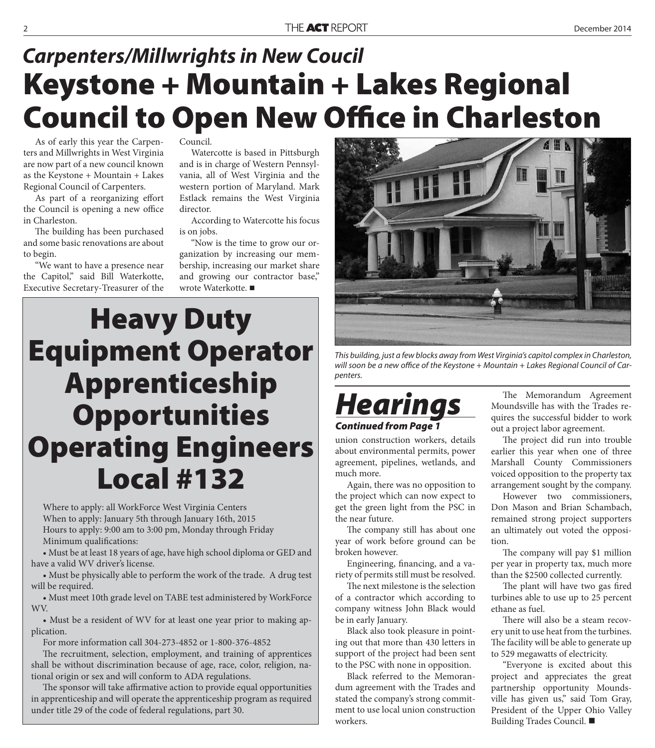## *Carpenters/Millwrights in New Coucil*

# Keystone + Mountain + Lakes Regional Council to Open New Office in Charleston

As of early this year the Carpenters and Millwrights in West Virginia are now part of a new council known as the Keystone + Mountain + Lakes Regional Council of Carpenters.

As part of a reorganizing effort the Council is opening a new office in Charleston.

The building has been purchased and some basic renovations are about to begin.

"We want to have a presence near the Capitol," said Bill Waterkotte, Executive Secretary-Treasurer of the Council.

Watercotte is based in Pittsburgh and is in charge of Western Pennsylvania, all of West Virginia and the western portion of Maryland. Mark Estlack remains the West Virginia director.

According to Watercotte his focus is on jobs.

"Now is the time to grow our organization by increasing our membership, increasing our market share and growing our contractor base," wrote Waterkotte. ■

*This building, just a few blocks away from West Virginia's capitol complex in Charleston, will soon be a new office of the Keystone + Mountain + Lakes Regional Council of Carpenters.*

# Heavy Duty Equipment Operator Apprenticeship Opportunities Operating Engineers Local #132

Where to apply: all WorkForce West Virginia Centers

When to apply: January 5th through January 16th, 2015

Hours to apply: 9:00 am to 3:00 pm, Monday through Friday

Minimum qualifications:

- Must be at least 18 years of age, have high school diploma or GED and have a valid WV driver's license.
- Must be physically able to perform the work of the trade. A drug test will be required.
- Must meet 10th grade level on TABE test administered by WorkForce WV.
- Must be a resident of WV for at least one year prior to making application.

For more information call 304-273-4852 or 1-800-376-4852

The recruitment, selection, employment, and training of apprentices shall be without discrimination because of age, race, color, religion, national origin or sex and will conform to ADA regulations.

The sponsor will take affirmative action to provide equal opportunities in apprenticeship and will operate the apprenticeship program as required under title 29 of the code of federal regulations, part 30.

# *Hearings*

***Continued from Page 1***

union construction workers, details about environmental permits, power agreement, pipelines, wetlands, and much more.

Again, there was no opposition to the project which can now expect to get the green light from the PSC in the near future.

The company still has about one year of work before ground can be broken however.

Engineering, financing, and a variety of permits still must be resolved.

The next milestone is the selection of a contractor which according to company witness John Black would be in early January.

Black also took pleasure in pointing out that more than 430 letters in support of the project had been sent to the PSC with none in opposition.

Black referred to the Memorandum agreement with the Trades and stated the company's strong commitment to use local union construction workers.

The Memorandum Agreement Moundsville has with the Trades requires the successful bidder to work out a project labor agreement.

The project did run into trouble earlier this year when one of three Marshall County Commissioners voiced opposition to the property tax arrangement sought by the company.

However two commissioners, Don Mason and Brian Schambach, remained strong project supporters an ultimately out voted the opposition.

The company will pay $1 million per year in property tax, much more than the $2500 collected currently.

The plant will have two gas fired turbines able to use up to 25 percent ethane as fuel.

There will also be a steam recovery unit to use heat from the turbines. The facility will be able to generate up to 529 megawatts of electricity.

"Everyone is excited about this project and appreciates the great partnership opportunity Moundsville has given us," said Tom Gray, President of the Upper Ohio Valley Building Trades Council. ■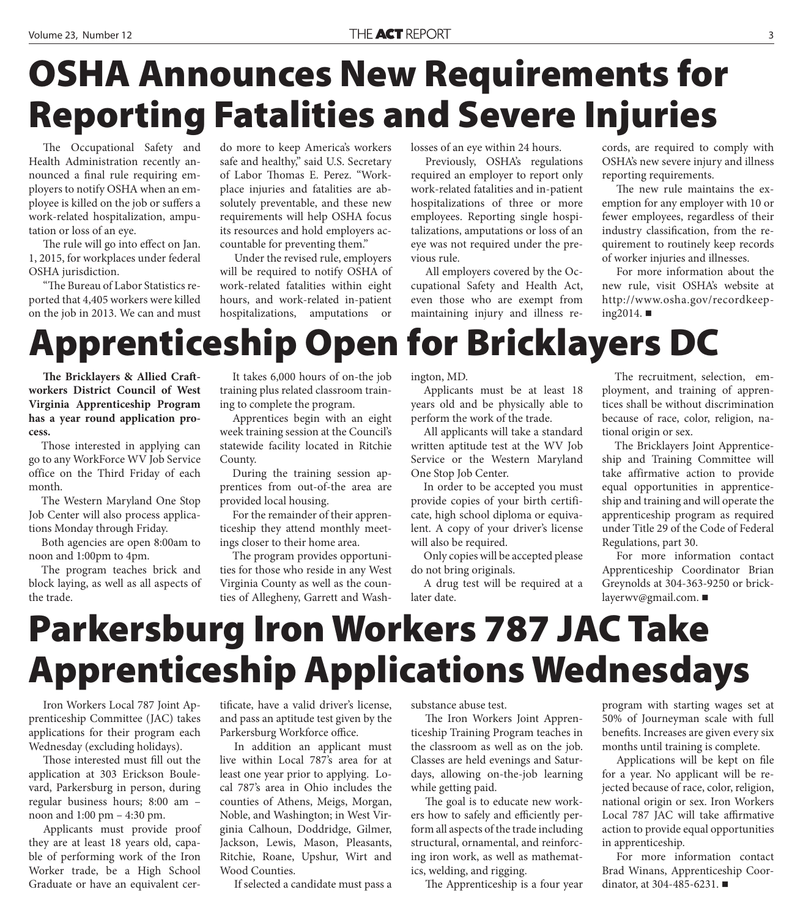# OSHA Announces New Requirements for Reporting Fatalities and Severe Injuries

The Occupational Safety and Health Administration recently announced a final rule requiring employers to notify OSHA when an employee is killed on the job or suffers a work-related hospitalization, amputation or loss of an eye.

The rule will go into effect on Jan. 1, 2015, for workplaces under federal OSHA jurisdiction.

"The Bureau of Labor Statistics reported that 4,405 workers were killed on the job in 2013. We can and must do more to keep America's workers safe and healthy," said U.S. Secretary of Labor Thomas E. Perez. "Workplace injuries and fatalities are absolutely preventable, and these new requirements will help OSHA focus its resources and hold employers accountable for preventing them."

Under the revised rule, employers will be required to notify OSHA of work-related fatalities within eight hours, and work-related in-patient hospitalizations, amputations or losses of an eye within 24 hours.

Previously, OSHA's regulations required an employer to report only work-related fatalities and in-patient hospitalizations of three or more employees. Reporting single hospitalizations, amputations or loss of an eye was not required under the previous rule.

All employers covered by the Occupational Safety and Health Act, even those who are exempt from maintaining injury and illness records, are required to comply with OSHA's new severe injury and illness reporting requirements.

The new rule maintains the exemption for any employer with 10 or fewer employees, regardless of their industry classification, from the requirement to routinely keep records of worker injuries and illnesses.

For more information about the new rule, visit OSHA's website at http://www.osha.gov/recordkeeping2014. ■

# Apprenticeship Open for Bricklayers DC

**The Bricklayers & Allied Craftworkers District Council of West Virginia Apprenticeship Program has a year round application process.**

Those interested in applying can go to any WorkForce WV Job Service office on the Third Friday of each month.

The Western Maryland One Stop Job Center will also process applications Monday through Friday.

Both agencies are open 8:00am to noon and 1:00pm to 4pm.

The program teaches brick and block laying, as well as all aspects of the trade.

It takes 6,000 hours of on-the job training plus related classroom training to complete the program.

Apprentices begin with an eight week training session at the Council's statewide facility located in Ritchie County.

During the training session apprentices from out-of-the area are provided local housing.

For the remainder of their apprenticeship they attend monthly meetings closer to their home area.

The program provides opportunities for those who reside in any West Virginia County as well as the counties of Allegheny, Garrett and Washington, MD.

Applicants must be at least 18 years old and be physically able to perform the work of the trade.

All applicants will take a standard written aptitude test at the WV Job Service or the Western Maryland One Stop Job Center.

In order to be accepted you must provide copies of your birth certificate, high school diploma or equivalent. A copy of your driver's license will also be required.

Only copies will be accepted please do not bring originals.

A drug test will be required at a later date.

The recruitment, selection, employment, and training of apprentices shall be without discrimination because of race, color, religion, national origin or sex.

The Bricklayers Joint Apprenticeship and Training Committee will take affirmative action to provide equal opportunities in apprenticeship and training and will operate the apprenticeship program as required under Title 29 of the Code of Federal Regulations, part 30.

For more information contact Apprenticeship Coordinator Brian Greynolds at 304-363-9250 or bricklayerwv@gmail.com. ■

# Parkersburg Iron Workers 787 JAC Take Apprenticeship Applications Wednesdays

Iron Workers Local 787 Joint Apprenticeship Committee (JAC) takes applications for their program each Wednesday (excluding holidays).

Those interested must fill out the application at 303 Erickson Boulevard, Parkersburg in person, during regular business hours; 8:00 am – noon and 1:00 pm – 4:30 pm.

Applicants must provide proof they are at least 18 years old, capable of performing work of the Iron Worker trade, be a High School Graduate or have an equivalent certificate, have a valid driver's license, and pass an aptitude test given by the Parkersburg Workforce office.

In addition an applicant must live within Local 787's area for at least one year prior to applying. Local 787's area in Ohio includes the counties of Athens, Meigs, Morgan, Noble, and Washington; in West Virginia Calhoun, Doddridge, Gilmer, Jackson, Lewis, Mason, Pleasants, Ritchie, Roane, Upshur, Wirt and Wood Counties.

If selected a candidate must pass a substance abuse test.

The Iron Workers Joint Apprenticeship Training Program teaches in the classroom as well as on the job. Classes are held evenings and Saturdays, allowing on-the-job learning while getting paid.

The goal is to educate new workers how to safely and efficiently perform all aspects of the trade including structural, ornamental, and reinforcing iron work, as well as mathematics, welding, and rigging.

The Apprenticeship is a four year program with starting wages set at 50% of Journeyman scale with full benefits. Increases are given every six months until training is complete.

Applications will be kept on file for a year. No applicant will be rejected because of race, color, religion, national origin or sex. Iron Workers Local 787 JAC will take affirmative action to provide equal opportunities in apprenticeship.

For more information contact Brad Winans, Apprenticeship Coordinator, at 304-485-6231. ■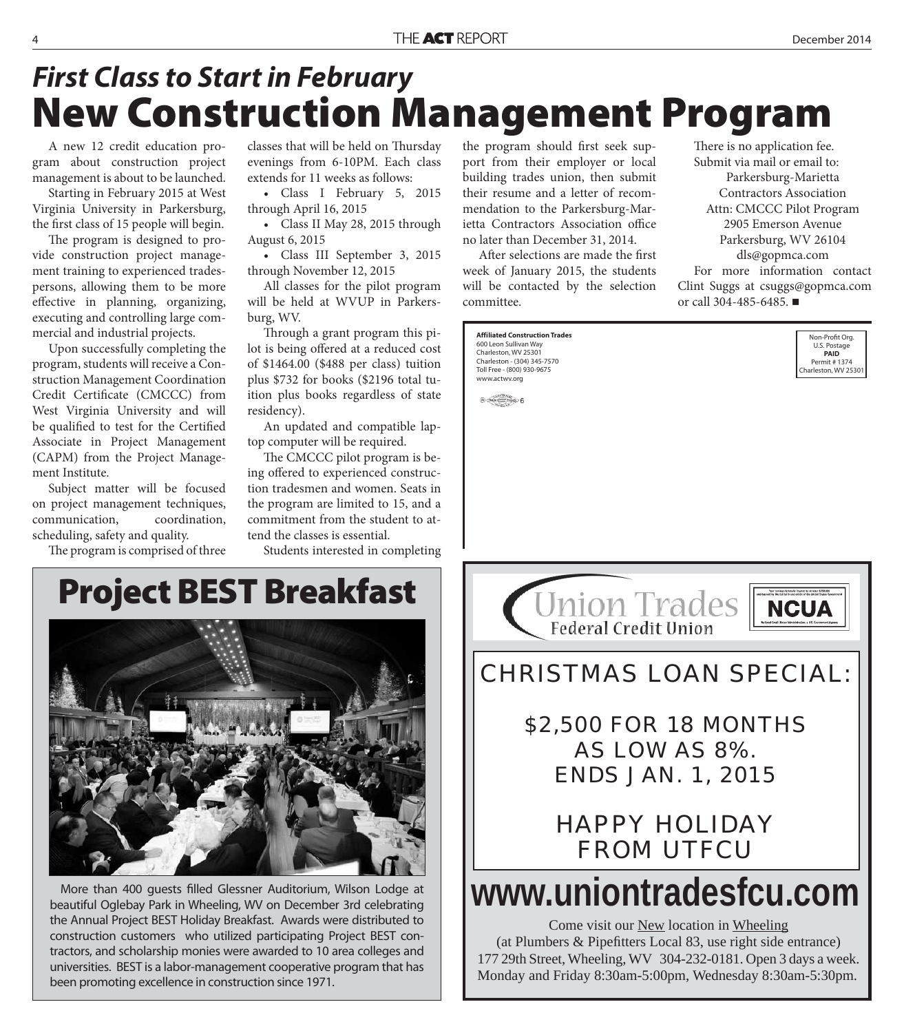## *First Class to Start in February*

# New Construction Management Program

A new 12 credit education program about construction project management is about to be launched.

Starting in February 2015 at West Virginia University in Parkersburg, the first class of 15 people will begin.

The program is designed to provide construction project management training to experienced tradespersons, allowing them to be more effective in planning, organizing, executing and controlling large commercial and industrial projects.

Upon successfully completing the program, students will receive a Construction Management Coordination Credit Certificate (CMCCC) from West Virginia University and will be qualified to test for the Certified Associate in Project Management (CAPM) from the Project Management Institute.

Subject matter will be focused on project management techniques, communication, coordination, scheduling, safety and quality.

The program is comprised of three classes that will be held on Thursday evenings from 6-10PM. Each class extends for 11 weeks as follows:

- Class I February 5, 2015 through April 16, 2015
- Class II May 28, 2015 through August 6, 2015
- Class III September 3, 2015 through November 12, 2015

All classes for the pilot program will be held at WVUP in Parkersburg, WV.

Through a grant program this pilot is being offered at a reduced cost of $1464.00 ($488 per class) tuition plus $732 for books ($2196 total tuition plus books regardless of state residency).

An updated and compatible laptop computer will be required.

The CMCCC pilot program is being offered to experienced construction tradesmen and women. Seats in the program are limited to 15, and a commitment from the student to attend the classes is essential.

Students interested in completing the program should first seek support from their employer or local building trades union, then submit their resume and a letter of recommendation to the Parkersburg-Marietta Contractors Association office no later than December 31, 2014.

After selections are made the first week of January 2015, the students will be contacted by the selection committee.

There is no application fee.

Submit via mail or email to:

Parkersburg-Marietta Contractors Association
Attn: CMCCC Pilot Program
2905 Emerson Avenue
Parkersburg, WV 26104
dls@gopmca.com

For more information contact Clint Suggs at csuggs@gopmca.com or call 304-485-6485. ■

**Affiliated Construction Trades**
600 Leon Sullivan Way
Charleston, WV 25301
Charleston - (304) 345-7570
Toll Free - (800) 930-9675
www.actwv.org

Non-Profit Org.
U.S. Postage
**PAID**
Permit # 1374
Charleston, WV 25301

# Project BEST Breakfast

More than 400 guests filled Glessner Auditorium, Wilson Lodge at beautiful Oglebay Park in Wheeling, WV on December 3rd celebrating the Annual Project BEST Holiday Breakfast. Awards were distributed to construction customers who utilized participating Project BEST contractors, and scholarship monies were awarded to 10 area colleges and universities. BEST is a labor-management cooperative program that has been promoting excellence in construction since 1971.

Union Trades Federal Credit Union

NCUA

CHRISTMAS LOAN SPECIAL:

$2,500 FOR 18 MONTHS
AS LOW AS 8%.
ENDS JAN. 1, 2015

HAPPY HOLIDAY
FROM UTFCU

**www.uniontradesfcu.com**

Come visit our New location in Wheeling
(at Plumbers & Pipefitters Local 83, use right side entrance)
177 29th Street, Wheeling, WV 304-232-0181. Open 3 days a week.
Monday and Friday 8:30am-5:00pm, Wednesday 8:30am-5:30pm.